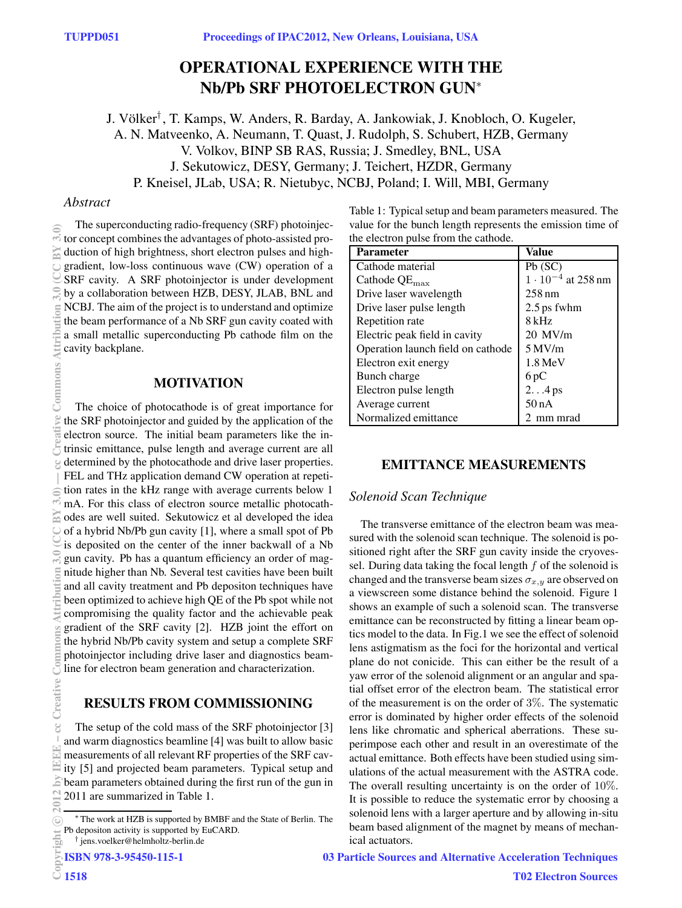# OPERATIONAL EXPERIENCE WITH THE Nb/Pb SRF PHOTOELECTRON GUN*

J. Völker[†], T. Kamps, W. Anders, R. Barday, A. Jankowiak, J. Knobloch, O. Kugeler, A. N. Matveenko, A. Neumann, T. Quast, J. Rudolph, S. Schubert, HZB, Germany
V. Volkov, BINP SB RAS, Russia; J. Smedley, BNL, USA
J. Sekutowicz, DESY, Germany; J. Teichert, HZDR, Germany
P. Kneisel, JLab, USA; R. Nietubyc, NCBJ, Poland; I. Will, MBI, Germany

*Abstract*

The superconducting radio-frequency (SRF) photoinjector concept combines the advantages of photo-assisted production of high brightness, short electron pulses and high-gradient, low-loss continuous wave (CW) operation of a SRF cavity. A SRF photoinjector is under development by a collaboration between HZB, DESY, JLAB, BNL and NCBJ. The aim of the project is to understand and optimize the beam performance of a Nb SRF gun cavity coated with a small metallic superconducting Pb cathode film on the cavity backplane.

## MOTIVATION

The choice of photocathode is of great importance for the SRF photoinjector and guided by the application of the electron source. The initial beam parameters like the intrinsic emittance, pulse length and average current are all determined by the photocathode and drive laser properties. FEL and THz application demand CW operation at repetition rates in the kHz range with average currents below 1 mA. For this class of electron source metallic photocathodes are well suited. Sekutowicz et al developed the idea of a hybrid Nb/Pb gun cavity [1], where a small spot of Pb is deposited on the center of the inner backwall of a Nb gun cavity. Pb has a quantum efficiency an order of magnitude higher than Nb. Several test cavities have been built and all cavity treatment and Pb depositon techniques have been optimized to achieve high QE of the Pb spot while not compromising the quality factor and the achievable peak gradient of the SRF cavity [2]. HZB joint the effort on the hybrid Nb/Pb cavity system and setup a complete SRF photoinjector including drive laser and diagnostics beamline for electron beam generation and characterization.

## RESULTS FROM COMMISSIONING

The setup of the cold mass of the SRF photoinjector [3] and warm diagnostics beamline [4] was built to allow basic measurements of all relevant RF properties of the SRF cavity [5] and projected beam parameters. Typical setup and beam parameters obtained during the first run of the gun in 2011 are summarized in Table 1.

Table 1: Typical setup and beam parameters measured. The value for the bunch length represents the emission time of the electron pulse from the cathode.

| Parameter | Value |
|---|---|
| Cathode material | Pb (SC) |
| Cathode $QE_{max}$ | $1 \cdot 10^{-4}$ at 258 nm |
| Drive laser wavelength | 258 nm |
| Drive laser pulse length | 2.5 ps fwhm |
| Repetition rate | 8 kHz |
| Electric peak field in cavity | 20 MV/m |
| Operation launch field on cathode | 5 MV/m |
| Electron exit energy | 1.8 MeV |
| Bunch charge | 6 pC |
| Electron pulse length | 2. . .4 ps |
| Average current | 50 nA |
| Normalized emittance | 2 mm mrad |

## EMITTANCE MEASUREMENTS

### *Solenoid Scan Technique*

The transverse emittance of the electron beam was measured with the solenoid scan technique. The solenoid is positioned right after the SRF gun cavity inside the cryovessel. During data taking the focal length $f$ of the solenoid is changed and the transverse beam sizes $\sigma_{x,y}$ are observed on a viewscreen some distance behind the solenoid. Figure 1 shows an example of such a solenoid scan. The transverse emittance can be reconstructed by fitting a linear beam optics model to the data. In Fig.1 we see the effect of solenoid lens astigmatism as the foci for the horizontal and vertical plane do not conicide. This can either be the result of a yaw error of the solenoid alignment or an angular and spatial offset error of the electron beam. The statistical error of the measurement is on the order of 3%. The systematic error is dominated by higher order effects of the solenoid lens like chromatic and spherical aberrations. These superimpose each other and result in an overestimate of the actual emittance. Both effects have been studied using simulations of the actual measurement with the ASTRA code. The overall resulting uncertainty is on the order of 10%. It is possible to reduce the systematic error by choosing a solenoid lens with a larger aperture and by allowing in-situ beam based alignment of the magnet by means of mechanical actuators.

---

* The work at HZB is supported by BMBF and the State of Berlin. The Pb depositon activity is supported by EuCARD.
† jens.voelker@helmholtz-berlin.de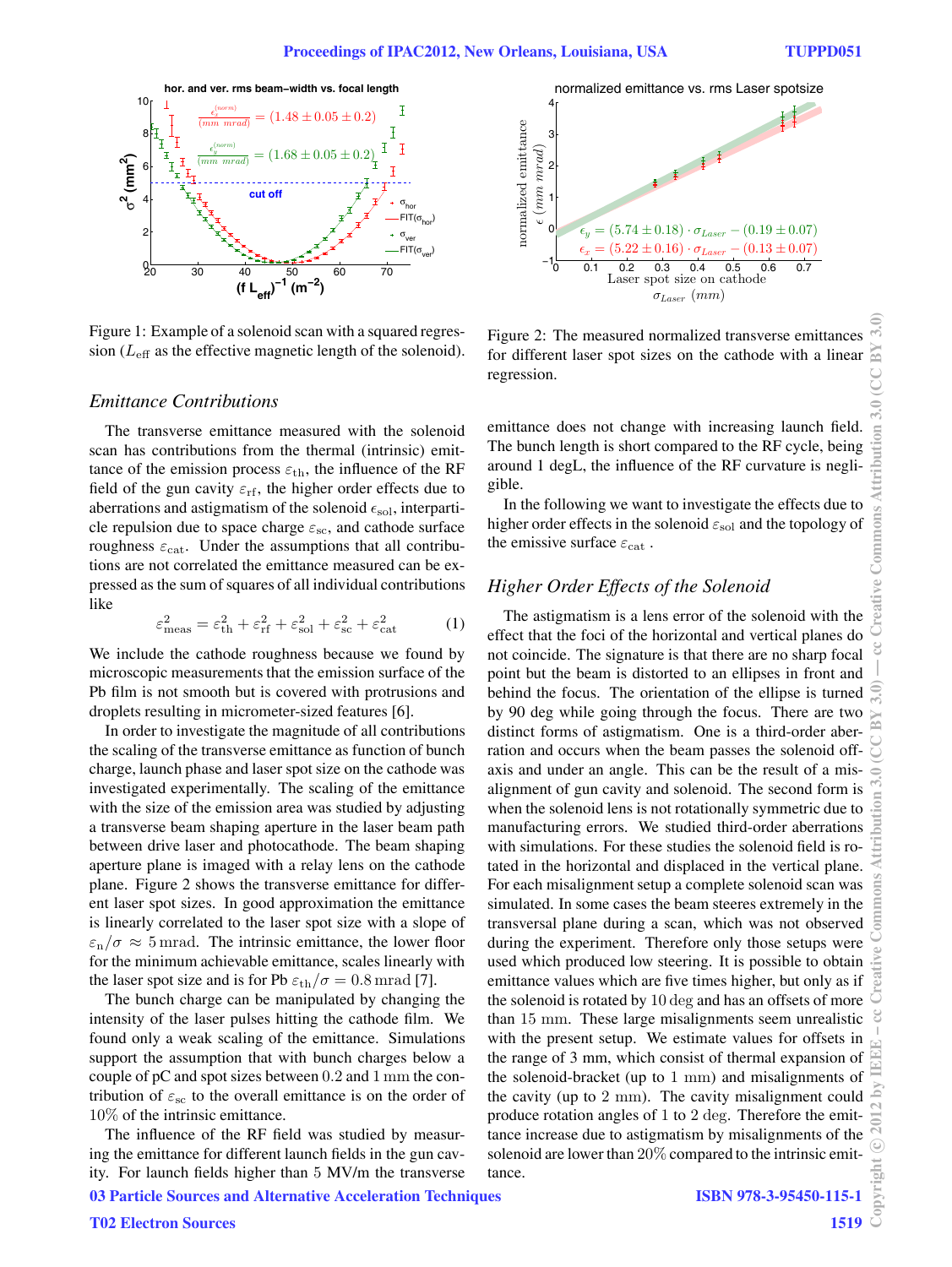Figure 1: Example of a solenoid scan with a squared regression ($L_{\text{eff}}$ as the effective magnetic length of the solenoid).

Figure 2: The measured normalized transverse emittances for different laser spot sizes on the cathode with a linear regression.

## *Emittance Contributions*

The transverse emittance measured with the solenoid scan has contributions from the thermal (intrinsic) emittance of the emission process $\varepsilon_{\text{th}}$, the influence of the RF field of the gun cavity $\varepsilon_{\text{rf}}$, the higher order effects due to aberrations and astigmatism of the solenoid $\epsilon_{\text{sol}}$, interparticle repulsion due to space charge $\varepsilon_{\text{sc}}$, and cathode surface roughness $\varepsilon_{\text{cat}}$. Under the assumptions that all contributions are not correlated the emittance measured can be expressed as the sum of squares of all individual contributions like

$$\varepsilon_{\text{meas}}^2 = \varepsilon_{\text{th}}^2 + \varepsilon_{\text{rf}}^2 + \varepsilon_{\text{sol}}^2 + \varepsilon_{\text{sc}}^2 + \varepsilon_{\text{cat}}^2 \tag{1}$$

We include the cathode roughness because we found by microscopic measurements that the emission surface of the Pb film is not smooth but is covered with protrusions and droplets resulting in micrometer-sized features [6].

In order to investigate the magnitude of all contributions the scaling of the transverse emittance as function of bunch charge, launch phase and laser spot size on the cathode was investigated experimentally. The scaling of the emittance with the size of the emission area was studied by adjusting a transverse beam shaping aperture in the laser beam path between drive laser and photocathode. The beam shaping aperture plane is imaged with a relay lens on the cathode plane. Figure 2 shows the transverse emittance for different laser spot sizes. In good approximation the emittance is linearly correlated to the laser spot size with a slope of $\varepsilon_{\text{n}}/\sigma \approx 5\,\text{mrad}$. The intrinsic emittance, the lower floor for the minimum achievable emittance, scales linearly with the laser spot size and is for Pb $\varepsilon_{\text{th}}/\sigma = 0.8\,\text{mrad}$ [7].

The bunch charge can be manipulated by changing the intensity of the laser pulses hitting the cathode film. We found only a weak scaling of the emittance. Simulations support the assumption that with bunch charges below a couple of pC and spot sizes between 0.2 and 1 mm the contribution of $\varepsilon_{\text{sc}}$ to the overall emittance is on the order of 10% of the intrinsic emittance.

The influence of the RF field was studied by measuring the emittance for different launch fields in the gun cavity. For launch fields higher than 5 MV/m the transverse emittance does not change with increasing launch field. The bunch length is short compared to the RF cycle, being around 1 degL, the influence of the RF curvature is negligible.

In the following we want to investigate the effects due to higher order effects in the solenoid $\varepsilon_{\text{sol}}$ and the topology of the emissive surface $\varepsilon_{\text{cat}}$.

## *Higher Order Effects of the Solenoid*

The astigmatism is a lens error of the solenoid with the effect that the foci of the horizontal and vertical planes do not coincide. The signature is that there are no sharp focal point but the beam is distorted to an ellipses in front and behind the focus. The orientation of the ellipse is turned by 90 deg while going through the focus. There are two distinct forms of astigmatism. One is a third-order aberration and occurs when the beam passes the solenoid off-axis and under an angle. This can be the result of a misalignment of gun cavity and solenoid. The second form is when the solenoid lens is not rotationally symmetric due to manufacturing errors. We studied third-order aberrations with simulations. For these studies the solenoid field is rotated in the horizontal and displaced in the vertical plane. For each misalignment setup a complete solenoid scan was simulated. In some cases the beam steeres extremely in the transversal plane during a scan, which was not observed during the experiment. Therefore only those setups were used which produced low steering. It is possible to obtain emittance values which are five times higher, but only as if the solenoid is rotated by 10 deg and has an offsets of more than 15 mm. These large misalignments seem unrealistic with the present setup. We estimate values for offsets in the range of 3 mm, which consist of thermal expansion of the solenoid-bracket (up to 1 mm) and misalignments of the cavity (up to 2 mm). The cavity misalignment could produce rotation angles of 1 to 2 deg. Therefore the emittance increase due to astigmatism by misalignments of the solenoid are lower than 20% compared to the intrinsic emittance.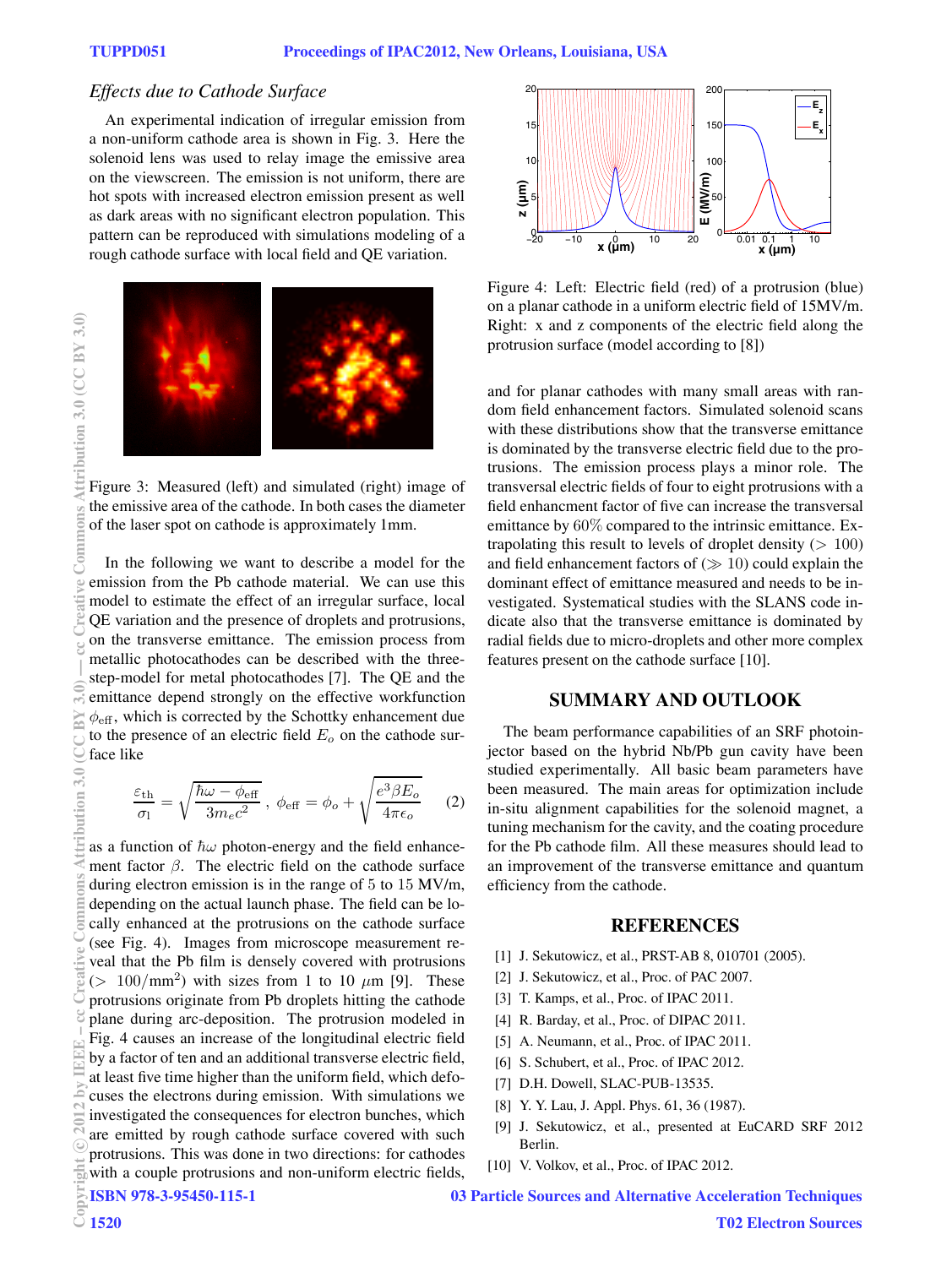### *Effects due to Cathode Surface*

An experimental indication of irregular emission from a non-uniform cathode area is shown in Fig. 3. Here the solenoid lens was used to relay image the emissive area on the viewscreen. The emission is not uniform, there are hot spots with increased electron emission present as well as dark areas with no significant electron population. This pattern can be reproduced with simulations modeling of a rough cathode surface with local field and QE variation.

Figure 3: Measured (left) and simulated (right) image of the emissive area of the cathode. In both cases the diameter of the laser spot on cathode is approximately 1mm.

In the following we want to describe a model for the emission from the Pb cathode material. We can use this model to estimate the effect of an irregular surface, local QE variation and the presence of droplets and protrusions, on the transverse emittance. The emission process from metallic photocathodes can be described with the three-step-model for metal photocathodes [7]. The QE and the emittance depend strongly on the effective workfunction $\phi_{\text{eff}}$, which is corrected by the Schottky enhancement due to the presence of an electric field $E_o$ on the cathode surface like

$$\frac{\varepsilon_{\text{th}}}{\sigma_1} = \sqrt{\frac{\hbar\omega - \phi_{\text{eff}}}{3m_e c^2}}\ ,\ \phi_{\text{eff}} = \phi_o + \sqrt{\frac{e^3\beta E_o}{4\pi\epsilon_o}} \qquad (2)$$

as a function of $\hbar\omega$ photon-energy and the field enhancement factor $\beta$. The electric field on the cathode surface during electron emission is in the range of 5 to 15 MV/m, depending on the actual launch phase. The field can be locally enhanced at the protrusions on the cathode surface (see Fig. 4). Images from microscope measurement reveal that the Pb film is densely covered with protrusions ($> 100/\text{mm}^2$) with sizes from 1 to 10 $\mu$m [9]. These protrusions originate from Pb droplets hitting the cathode plane during arc-deposition. The protrusion modeled in Fig. 4 causes an increase of the longitudinal electric field by a factor of ten and an additional transverse electric field, at least five time higher than the uniform field, which defocuses the electrons during emission. With simulations we investigated the consequences for electron bunches, which are emitted by rough cathode surface covered with such protrusions. This was done in two directions: for cathodes with a couple protrusions and non-uniform electric fields,

z (μm)
x (μm)
E (MV/m)
x (μm)
E_z
E_x

Figure 4: Left: Electric field (red) of a protrusion (blue) on a planar cathode in a uniform electric field of 15MV/m. Right: x and z components of the electric field along the protrusion surface (model according to [8])

and for planar cathodes with many small areas with random field enhancement factors. Simulated solenoid scans with these distributions show that the transverse emittance is dominated by the transverse electric field due to the protrusions. The emission process plays a minor role. The transversal electric fields of four to eight protrusions with a field enhancment factor of five can increase the transversal emittance by 60% compared to the intrinsic emittance. Extrapolating this result to levels of droplet density ($> 100$) and field enhancement factors of ($\gg 10$) could explain the dominant effect of emittance measured and needs to be investigated. Systematical studies with the SLANS code indicate also that the transverse emittance is dominated by radial fields due to micro-droplets and other more complex features present on the cathode surface [10].

## SUMMARY AND OUTLOOK

The beam performance capabilities of an SRF photoinjector based on the hybrid Nb/Pb gun cavity have been studied experimentally. All basic beam parameters have been measured. The main areas for optimization include in-situ alignment capabilities for the solenoid magnet, a tuning mechanism for the cavity, and the coating procedure for the Pb cathode film. All these measures should lead to an improvement of the transverse emittance and quantum efficiency from the cathode.

## REFERENCES

[1] J. Sekutowicz, et al., PRST-AB 8, 010701 (2005).

[2] J. Sekutowicz, et al., Proc. of PAC 2007.

[3] T. Kamps, et al., Proc. of IPAC 2011.

[4] R. Barday, et al., Proc. of DIPAC 2011.

[5] A. Neumann, et al., Proc. of IPAC 2011.

[6] S. Schubert, et al., Proc. of IPAC 2012.

[7] D.H. Dowell, SLAC-PUB-13535.

[8] Y. Y. Lau, J. Appl. Phys. 61, 36 (1987).

[9] J. Sekutowicz, et al., presented at EuCARD SRF 2012 Berlin.

[10] V. Volkov, et al., Proc. of IPAC 2012.